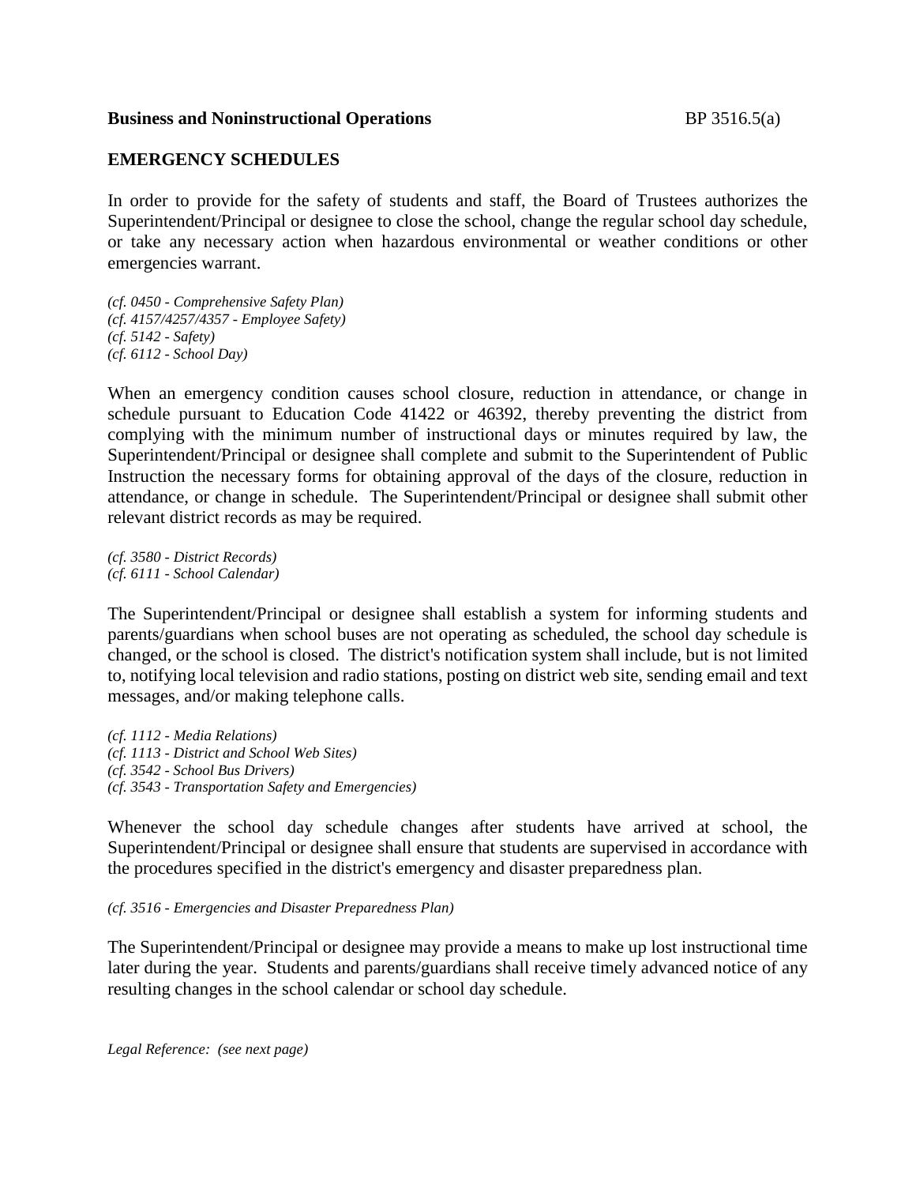**Business and Noninstructional Operations** BP 3516.5(a)

## EMERGENCY SCHEDULES

In order to provide for the safety of students and staff, the Board of Trustees authorizes the Superintendent/Principal or designee to close the school, change the regular school day schedule, or take any necessary action when hazardous environmental or weather conditions or other emergencies warrant.

*(cf. 0450 - Comprehensive Safety Plan)*
*(cf. 4157/4257/4357 - Employee Safety)*
*(cf. 5142 - Safety)*
*(cf. 6112 - School Day)*

When an emergency condition causes school closure, reduction in attendance, or change in schedule pursuant to Education Code 41422 or 46392, thereby preventing the district from complying with the minimum number of instructional days or minutes required by law, the Superintendent/Principal or designee shall complete and submit to the Superintendent of Public Instruction the necessary forms for obtaining approval of the days of the closure, reduction in attendance, or change in schedule. The Superintendent/Principal or designee shall submit other relevant district records as may be required.

*(cf. 3580 - District Records)*
*(cf. 6111 - School Calendar)*

The Superintendent/Principal or designee shall establish a system for informing students and parents/guardians when school buses are not operating as scheduled, the school day schedule is changed, or the school is closed. The district's notification system shall include, but is not limited to, notifying local television and radio stations, posting on district web site, sending email and text messages, and/or making telephone calls.

*(cf. 1112 - Media Relations)*
*(cf. 1113 - District and School Web Sites)*
*(cf. 3542 - School Bus Drivers)*
*(cf. 3543 - Transportation Safety and Emergencies)*

Whenever the school day schedule changes after students have arrived at school, the Superintendent/Principal or designee shall ensure that students are supervised in accordance with the procedures specified in the district's emergency and disaster preparedness plan.

*(cf. 3516 - Emergencies and Disaster Preparedness Plan)*

The Superintendent/Principal or designee may provide a means to make up lost instructional time later during the year. Students and parents/guardians shall receive timely advanced notice of any resulting changes in the school calendar or school day schedule.

*Legal Reference: (see next page)*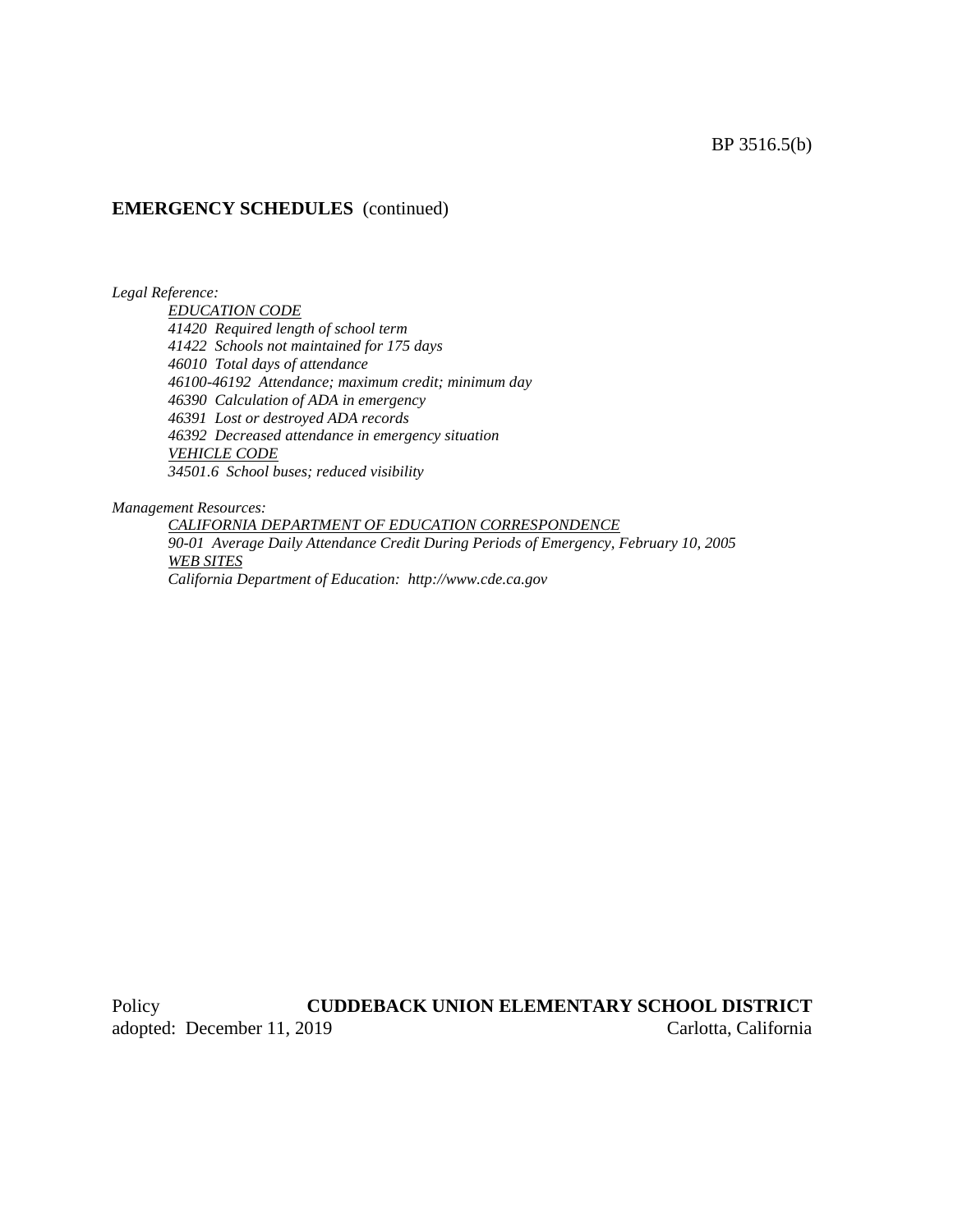BP 3516.5(b)

**EMERGENCY SCHEDULES** (continued)

*Legal Reference:*

*EDUCATION CODE*
*41420 Required length of school term*
*41422 Schools not maintained for 175 days*
*46010 Total days of attendance*
*46100-46192 Attendance; maximum credit; minimum day*
*46390 Calculation of ADA in emergency*
*46391 Lost or destroyed ADA records*
*46392 Decreased attendance in emergency situation*
*VEHICLE CODE*
*34501.6 School buses; reduced visibility*

*Management Resources:*

*CALIFORNIA DEPARTMENT OF EDUCATION CORRESPONDENCE*
*90-01 Average Daily Attendance Credit During Periods of Emergency, February 10, 2005*
*WEB SITES*
*California Department of Education: http://www.cde.ca.gov*

Policy **CUDDEBACK UNION ELEMENTARY SCHOOL DISTRICT**
adopted: December 11, 2019 Carlotta, California